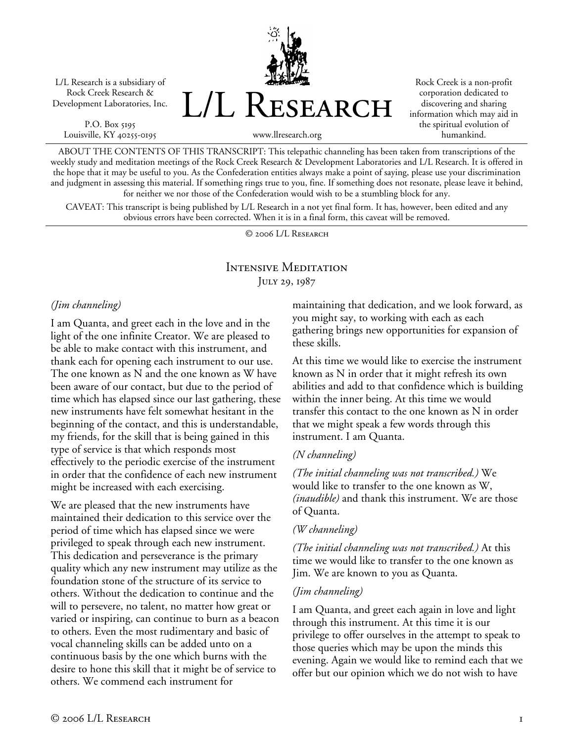L/L Research is a subsidiary of Rock Creek Research & Development Laboratories, Inc.

P.O. Box 5195
Louisville, KY 40255-0195

# L/L Research

www.llresearch.org

Rock Creek is a non-profit corporation dedicated to discovering and sharing information which may aid in the spiritual evolution of humankind.

ABOUT THE CONTENTS OF THIS TRANSCRIPT: This telepathic channeling has been taken from transcriptions of the weekly study and meditation meetings of the Rock Creek Research & Development Laboratories and L/L Research. It is offered in the hope that it may be useful to you. As the Confederation entities always make a point of saying, please use your discrimination and judgment in assessing this material. If something rings true to you, fine. If something does not resonate, please leave it behind, for neither we nor those of the Confederation would wish to be a stumbling block for any.

CAVEAT: This transcript is being published by L/L Research in a not yet final form. It has, however, been edited and any obvious errors have been corrected. When it is in a final form, this caveat will be removed.

© 2006 L/L Research

## Intensive Meditation
### July 29, 1987

*(Jim channeling)*

I am Quanta, and greet each in the love and in the light of the one infinite Creator. We are pleased to be able to make contact with this instrument, and thank each for opening each instrument to our use. The one known as N and the one known as W have been aware of our contact, but due to the period of time which has elapsed since our last gathering, these new instruments have felt somewhat hesitant in the beginning of the contact, and this is understandable, my friends, for the skill that is being gained in this type of service is that which responds most effectively to the periodic exercise of the instrument in order that the confidence of each new instrument might be increased with each exercising.

We are pleased that the new instruments have maintained their dedication to this service over the period of time which has elapsed since we were privileged to speak through each new instrument. This dedication and perseverance is the primary quality which any new instrument may utilize as the foundation stone of the structure of its service to others. Without the dedication to continue and the will to persevere, no talent, no matter how great or varied or inspiring, can continue to burn as a beacon to others. Even the most rudimentary and basic of vocal channeling skills can be added unto on a continuous basis by the one which burns with the desire to hone this skill that it might be of service to others. We commend each instrument for maintaining that dedication, and we look forward, as you might say, to working with each as each gathering brings new opportunities for expansion of these skills.

At this time we would like to exercise the instrument known as N in order that it might refresh its own abilities and add to that confidence which is building within the inner being. At this time we would transfer this contact to the one known as N in order that we might speak a few words through this instrument. I am Quanta.

*(N channeling)*

*(The initial channeling was not transcribed.)* We would like to transfer to the one known as W, *(inaudible)* and thank this instrument. We are those of Quanta.

*(W channeling)*

*(The initial channeling was not transcribed.)* At this time we would like to transfer to the one known as Jim. We are known to you as Quanta.

*(Jim channeling)*

I am Quanta, and greet each again in love and light through this instrument. At this time it is our privilege to offer ourselves in the attempt to speak to those queries which may be upon the minds this evening. Again we would like to remind each that we offer but our opinion which we do not wish to have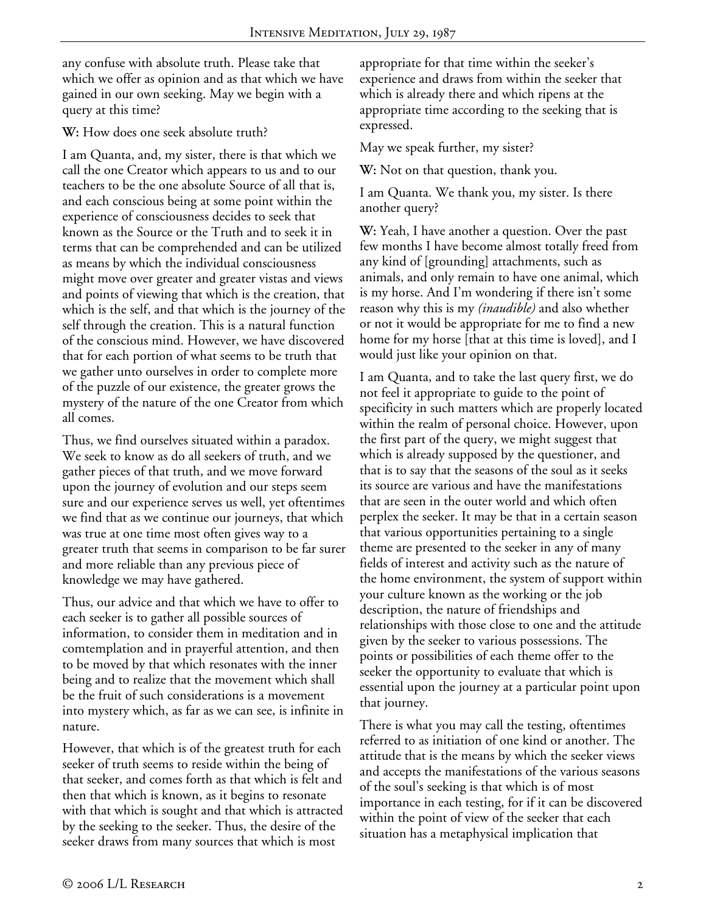any confuse with absolute truth. Please take that which we offer as opinion and as that which we have gained in our own seeking. May we begin with a query at this time?

**W:** How does one seek absolute truth?

I am Quanta, and, my sister, there is that which we call the one Creator which appears to us and to our teachers to be the one absolute Source of all that is, and each conscious being at some point within the experience of consciousness decides to seek that known as the Source or the Truth and to seek it in terms that can be comprehended and can be utilized as means by which the individual consciousness might move over greater and greater vistas and views and points of viewing that which is the creation, that which is the self, and that which is the journey of the self through the creation. This is a natural function of the conscious mind. However, we have discovered that for each portion of what seems to be truth that we gather unto ourselves in order to complete more of the puzzle of our existence, the greater grows the mystery of the nature of the one Creator from which all comes.

Thus, we find ourselves situated within a paradox. We seek to know as do all seekers of truth, and we gather pieces of that truth, and we move forward upon the journey of evolution and our steps seem sure and our experience serves us well, yet oftentimes we find that as we continue our journeys, that which was true at one time most often gives way to a greater truth that seems in comparison to be far surer and more reliable than any previous piece of knowledge we may have gathered.

Thus, our advice and that which we have to offer to each seeker is to gather all possible sources of information, to consider them in meditation and in comtemplation and in prayerful attention, and then to be moved by that which resonates with the inner being and to realize that the movement which shall be the fruit of such considerations is a movement into mystery which, as far as we can see, is infinite in nature.

However, that which is of the greatest truth for each seeker of truth seems to reside within the being of that seeker, and comes forth as that which is felt and then that which is known, as it begins to resonate with that which is sought and that which is attracted by the seeking to the seeker. Thus, the desire of the seeker draws from many sources that which is most appropriate for that time within the seeker's experience and draws from within the seeker that which is already there and which ripens at the appropriate time according to the seeking that is expressed.

May we speak further, my sister?

**W:** Not on that question, thank you.

I am Quanta. We thank you, my sister. Is there another query?

**W:** Yeah, I have another a question. Over the past few months I have become almost totally freed from any kind of [grounding] attachments, such as animals, and only remain to have one animal, which is my horse. And I'm wondering if there isn't some reason why this is my *(inaudible)* and also whether or not it would be appropriate for me to find a new home for my horse [that at this time is loved], and I would just like your opinion on that.

I am Quanta, and to take the last query first, we do not feel it appropriate to guide to the point of specificity in such matters which are properly located within the realm of personal choice. However, upon the first part of the query, we might suggest that which is already supposed by the questioner, and that is to say that the seasons of the soul as it seeks its source are various and have the manifestations that are seen in the outer world and which often perplex the seeker. It may be that in a certain season that various opportunities pertaining to a single theme are presented to the seeker in any of many fields of interest and activity such as the nature of the home environment, the system of support within your culture known as the working or the job description, the nature of friendships and relationships with those close to one and the attitude given by the seeker to various possessions. The points or possibilities of each theme offer to the seeker the opportunity to evaluate that which is essential upon the journey at a particular point upon that journey.

There is what you may call the testing, oftentimes referred to as initiation of one kind or another. The attitude that is the means by which the seeker views and accepts the manifestations of the various seasons of the soul's seeking is that which is of most importance in each testing, for if it can be discovered within the point of view of the seeker that each situation has a metaphysical implication that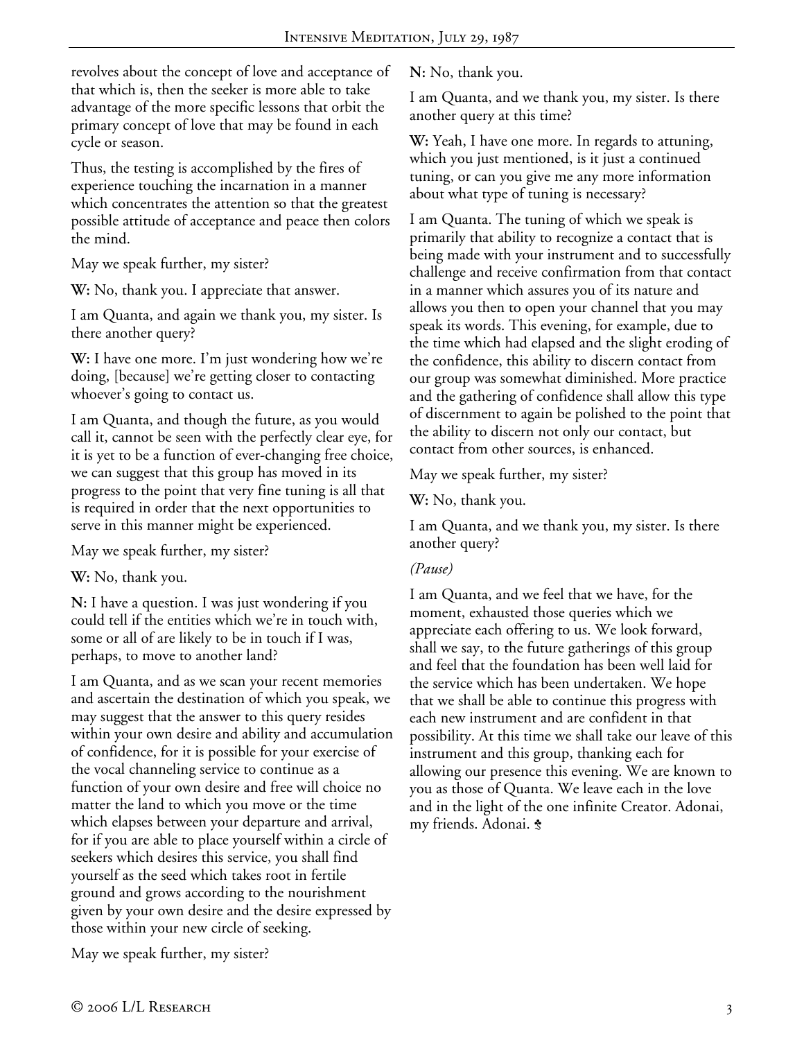revolves about the concept of love and acceptance of that which is, then the seeker is more able to take advantage of the more specific lessons that orbit the primary concept of love that may be found in each cycle or season.

Thus, the testing is accomplished by the fires of experience touching the incarnation in a manner which concentrates the attention so that the greatest possible attitude of acceptance and peace then colors the mind.

May we speak further, my sister?

**W:** No, thank you. I appreciate that answer.

I am Quanta, and again we thank you, my sister. Is there another query?

**W:** I have one more. I'm just wondering how we're doing, [because] we're getting closer to contacting whoever's going to contact us.

I am Quanta, and though the future, as you would call it, cannot be seen with the perfectly clear eye, for it is yet to be a function of ever-changing free choice, we can suggest that this group has moved in its progress to the point that very fine tuning is all that is required in order that the next opportunities to serve in this manner might be experienced.

May we speak further, my sister?

**W:** No, thank you.

**N:** I have a question. I was just wondering if you could tell if the entities which we're in touch with, some or all of are likely to be in touch if I was, perhaps, to move to another land?

I am Quanta, and as we scan your recent memories and ascertain the destination of which you speak, we may suggest that the answer to this query resides within your own desire and ability and accumulation of confidence, for it is possible for your exercise of the vocal channeling service to continue as a function of your own desire and free will choice no matter the land to which you move or the time which elapses between your departure and arrival, for if you are able to place yourself within a circle of seekers which desires this service, you shall find yourself as the seed which takes root in fertile ground and grows according to the nourishment given by your own desire and the desire expressed by those within your new circle of seeking.

May we speak further, my sister?

**N:** No, thank you.

I am Quanta, and we thank you, my sister. Is there another query at this time?

**W:** Yeah, I have one more. In regards to attuning, which you just mentioned, is it just a continued tuning, or can you give me any more information about what type of tuning is necessary?

I am Quanta. The tuning of which we speak is primarily that ability to recognize a contact that is being made with your instrument and to successfully challenge and receive confirmation from that contact in a manner which assures you of its nature and allows you then to open your channel that you may speak its words. This evening, for example, due to the time which had elapsed and the slight eroding of the confidence, this ability to discern contact from our group was somewhat diminished. More practice and the gathering of confidence shall allow this type of discernment to again be polished to the point that the ability to discern not only our contact, but contact from other sources, is enhanced.

May we speak further, my sister?

**W:** No, thank you.

I am Quanta, and we thank you, my sister. Is there another query?

*(Pause)*

I am Quanta, and we feel that we have, for the moment, exhausted those queries which we appreciate each offering to us. We look forward, shall we say, to the future gatherings of this group and feel that the foundation has been well laid for the service which has been undertaken. We hope that we shall be able to continue this progress with each new instrument and are confident in that possibility. At this time we shall take our leave of this instrument and this group, thanking each for allowing our presence this evening. We are known to you as those of Quanta. We leave each in the love and in the light of the one infinite Creator. Adonai, my friends. Adonai.